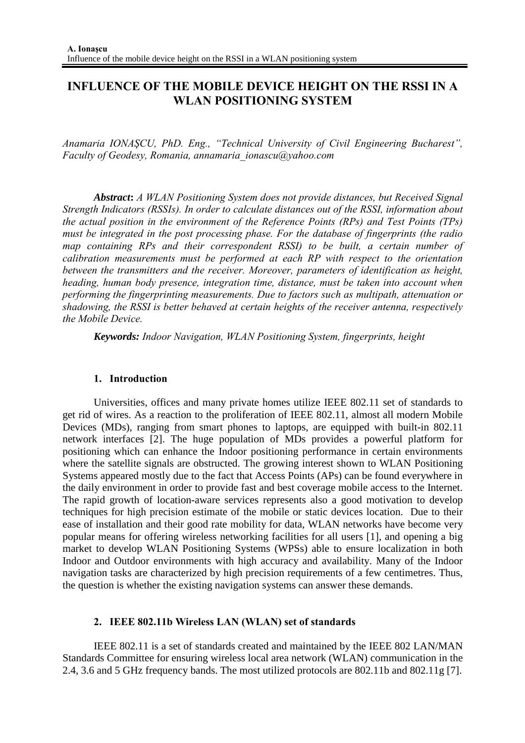# INFLUENCE OF THE MOBILE DEVICE HEIGHT ON THE RSSI IN A WLAN POSITIONING SYSTEM

*Anamaria IONAŞCU, PhD. Eng., "Technical University of Civil Engineering Bucharest", Faculty of Geodesy, Romania, annamaria_ionascu@yahoo.com*

***Abstract*:** *A WLAN Positioning System does not provide distances, but Received Signal Strength Indicators (RSSIs). In order to calculate distances out of the RSSI, information about the actual position in the environment of the Reference Points (RPs) and Test Points (TPs) must be integrated in the post processing phase. For the database of fingerprints (the radio map containing RPs and their correspondent RSSI) to be built, a certain number of calibration measurements must be performed at each RP with respect to the orientation between the transmitters and the receiver. Moreover, parameters of identification as height, heading, human body presence, integration time, distance, must be taken into account when performing the fingerprinting measurements. Due to factors such as multipath, attenuation or shadowing, the RSSI is better behaved at certain heights of the receiver antenna, respectively the Mobile Device.*

***Keywords:*** *Indoor Navigation, WLAN Positioning System, fingerprints, height*

## 1. Introduction

Universities, offices and many private homes utilize IEEE 802.11 set of standards to get rid of wires. As a reaction to the proliferation of IEEE 802.11, almost all modern Mobile Devices (MDs), ranging from smart phones to laptops, are equipped with built-in 802.11 network interfaces [2]. The huge population of MDs provides a powerful platform for positioning which can enhance the Indoor positioning performance in certain environments where the satellite signals are obstructed. The growing interest shown to WLAN Positioning Systems appeared mostly due to the fact that Access Points (APs) can be found everywhere in the daily environment in order to provide fast and best coverage mobile access to the Internet. The rapid growth of location-aware services represents also a good motivation to develop techniques for high precision estimate of the mobile or static devices location. Due to their ease of installation and their good rate mobility for data, WLAN networks have become very popular means for offering wireless networking facilities for all users [1], and opening a big market to develop WLAN Positioning Systems (WPSs) able to ensure localization in both Indoor and Outdoor environments with high accuracy and availability. Many of the Indoor navigation tasks are characterized by high precision requirements of a few centimetres. Thus, the question is whether the existing navigation systems can answer these demands.

## 2. IEEE 802.11b Wireless LAN (WLAN) set of standards

IEEE 802.11 is a set of standards created and maintained by the IEEE 802 LAN/MAN Standards Committee for ensuring wireless local area network (WLAN) communication in the 2.4, 3.6 and 5 GHz frequency bands. The most utilized protocols are 802.11b and 802.11g [7].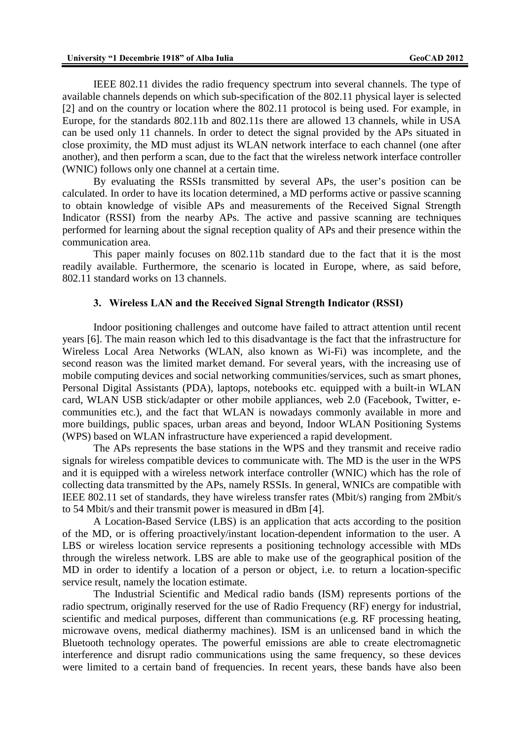IEEE 802.11 divides the radio frequency spectrum into several channels. The type of available channels depends on which sub-specification of the 802.11 physical layer is selected [2] and on the country or location where the 802.11 protocol is being used. For example, in Europe, for the standards 802.11b and 802.11s there are allowed 13 channels, while in USA can be used only 11 channels. In order to detect the signal provided by the APs situated in close proximity, the MD must adjust its WLAN network interface to each channel (one after another), and then perform a scan, due to the fact that the wireless network interface controller (WNIC) follows only one channel at a certain time.

By evaluating the RSSIs transmitted by several APs, the user's position can be calculated. In order to have its location determined, a MD performs active or passive scanning to obtain knowledge of visible APs and measurements of the Received Signal Strength Indicator (RSSI) from the nearby APs. The active and passive scanning are techniques performed for learning about the signal reception quality of APs and their presence within the communication area.

This paper mainly focuses on 802.11b standard due to the fact that it is the most readily available. Furthermore, the scenario is located in Europe, where, as said before, 802.11 standard works on 13 channels.

## 3. Wireless LAN and the Received Signal Strength Indicator (RSSI)

Indoor positioning challenges and outcome have failed to attract attention until recent years [6]. The main reason which led to this disadvantage is the fact that the infrastructure for Wireless Local Area Networks (WLAN, also known as Wi-Fi) was incomplete, and the second reason was the limited market demand. For several years, with the increasing use of mobile computing devices and social networking communities/services, such as smart phones, Personal Digital Assistants (PDA), laptops, notebooks etc. equipped with a built-in WLAN card, WLAN USB stick/adapter or other mobile appliances, web 2.0 (Facebook, Twitter, e-communities etc.), and the fact that WLAN is nowadays commonly available in more and more buildings, public spaces, urban areas and beyond, Indoor WLAN Positioning Systems (WPS) based on WLAN infrastructure have experienced a rapid development.

The APs represents the base stations in the WPS and they transmit and receive radio signals for wireless compatible devices to communicate with. The MD is the user in the WPS and it is equipped with a wireless network interface controller (WNIC) which has the role of collecting data transmitted by the APs, namely RSSIs. In general, WNICs are compatible with IEEE 802.11 set of standards, they have wireless transfer rates (Mbit/s) ranging from 2Mbit/s to 54 Mbit/s and their transmit power is measured in dBm [4].

A Location-Based Service (LBS) is an application that acts according to the position of the MD, or is offering proactively/instant location-dependent information to the user. A LBS or wireless location service represents a positioning technology accessible with MDs through the wireless network. LBS are able to make use of the geographical position of the MD in order to identify a location of a person or object, i.e. to return a location-specific service result, namely the location estimate.

The Industrial Scientific and Medical radio bands (ISM) represents portions of the radio spectrum, originally reserved for the use of Radio Frequency (RF) energy for industrial, scientific and medical purposes, different than communications (e.g. RF processing heating, microwave ovens, medical diathermy machines). ISM is an unlicensed band in which the Bluetooth technology operates. The powerful emissions are able to create electromagnetic interference and disrupt radio communications using the same frequency, so these devices were limited to a certain band of frequencies. In recent years, these bands have also been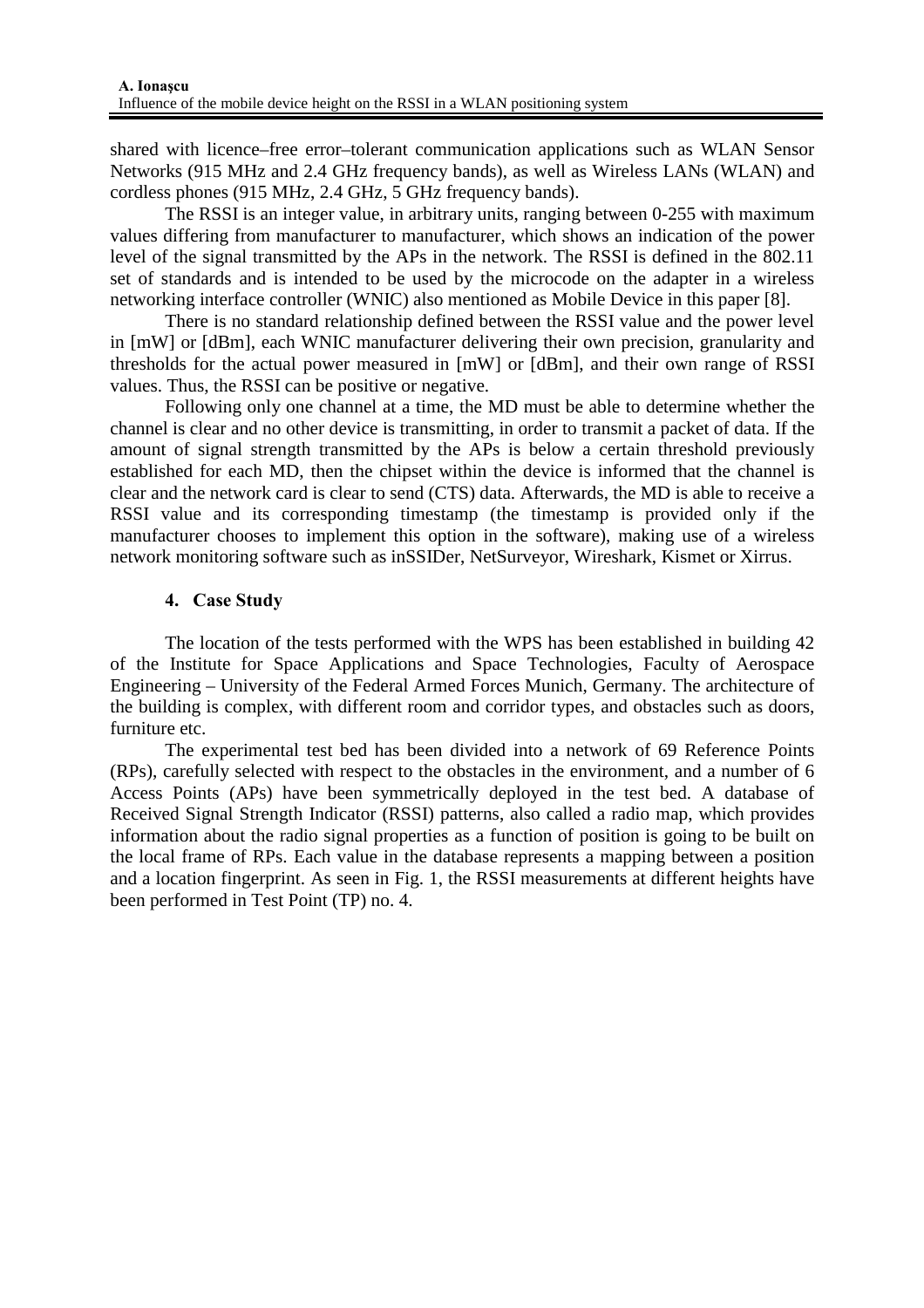shared with licence–free error–tolerant communication applications such as WLAN Sensor Networks (915 MHz and 2.4 GHz frequency bands), as well as Wireless LANs (WLAN) and cordless phones (915 MHz, 2.4 GHz, 5 GHz frequency bands).

The RSSI is an integer value, in arbitrary units, ranging between 0-255 with maximum values differing from manufacturer to manufacturer, which shows an indication of the power level of the signal transmitted by the APs in the network. The RSSI is defined in the 802.11 set of standards and is intended to be used by the microcode on the adapter in a wireless networking interface controller (WNIC) also mentioned as Mobile Device in this paper [8].

There is no standard relationship defined between the RSSI value and the power level in [mW] or [dBm], each WNIC manufacturer delivering their own precision, granularity and thresholds for the actual power measured in [mW] or [dBm], and their own range of RSSI values. Thus, the RSSI can be positive or negative.

Following only one channel at a time, the MD must be able to determine whether the channel is clear and no other device is transmitting, in order to transmit a packet of data. If the amount of signal strength transmitted by the APs is below a certain threshold previously established for each MD, then the chipset within the device is informed that the channel is clear and the network card is clear to send (CTS) data. Afterwards, the MD is able to receive a RSSI value and its corresponding timestamp (the timestamp is provided only if the manufacturer chooses to implement this option in the software), making use of a wireless network monitoring software such as inSSIDer, NetSurveyor, Wireshark, Kismet or Xirrus.

## 4. Case Study

The location of the tests performed with the WPS has been established in building 42 of the Institute for Space Applications and Space Technologies, Faculty of Aerospace Engineering – University of the Federal Armed Forces Munich, Germany. The architecture of the building is complex, with different room and corridor types, and obstacles such as doors, furniture etc.

The experimental test bed has been divided into a network of 69 Reference Points (RPs), carefully selected with respect to the obstacles in the environment, and a number of 6 Access Points (APs) have been symmetrically deployed in the test bed. A database of Received Signal Strength Indicator (RSSI) patterns, also called a radio map, which provides information about the radio signal properties as a function of position is going to be built on the local frame of RPs. Each value in the database represents a mapping between a position and a location fingerprint. As seen in Fig. 1, the RSSI measurements at different heights have been performed in Test Point (TP) no. 4.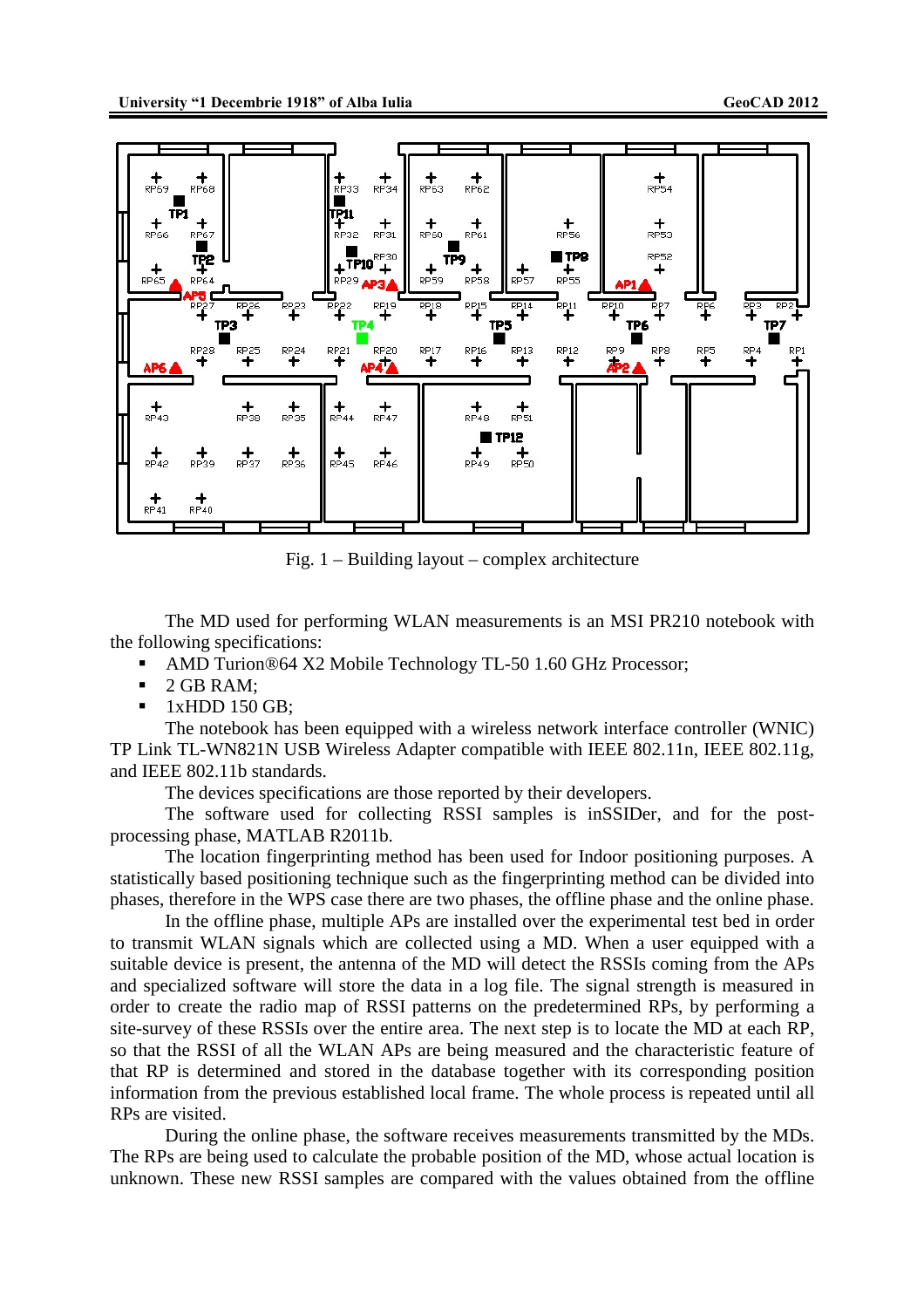Fig. 1 – Building layout – complex architecture

The MD used for performing WLAN measurements is an MSI PR210 notebook with the following specifications:

- AMD Turion®64 X2 Mobile Technology TL-50 1.60 GHz Processor;
- 2 GB RAM;
- 1xHDD 150 GB;

The notebook has been equipped with a wireless network interface controller (WNIC) TP Link TL-WN821N USB Wireless Adapter compatible with IEEE 802.11n, IEEE 802.11g, and IEEE 802.11b standards.

The devices specifications are those reported by their developers.

The software used for collecting RSSI samples is inSSIDer, and for the post-processing phase, MATLAB R2011b.

The location fingerprinting method has been used for Indoor positioning purposes. A statistically based positioning technique such as the fingerprinting method can be divided into phases, therefore in the WPS case there are two phases, the offline phase and the online phase.

In the offline phase, multiple APs are installed over the experimental test bed in order to transmit WLAN signals which are collected using a MD. When a user equipped with a suitable device is present, the antenna of the MD will detect the RSSIs coming from the APs and specialized software will store the data in a log file. The signal strength is measured in order to create the radio map of RSSI patterns on the predetermined RPs, by performing a site-survey of these RSSIs over the entire area. The next step is to locate the MD at each RP, so that the RSSI of all the WLAN APs are being measured and the characteristic feature of that RP is determined and stored in the database together with its corresponding position information from the previous established local frame. The whole process is repeated until all RPs are visited.

During the online phase, the software receives measurements transmitted by the MDs. The RPs are being used to calculate the probable position of the MD, whose actual location is unknown. These new RSSI samples are compared with the values obtained from the offline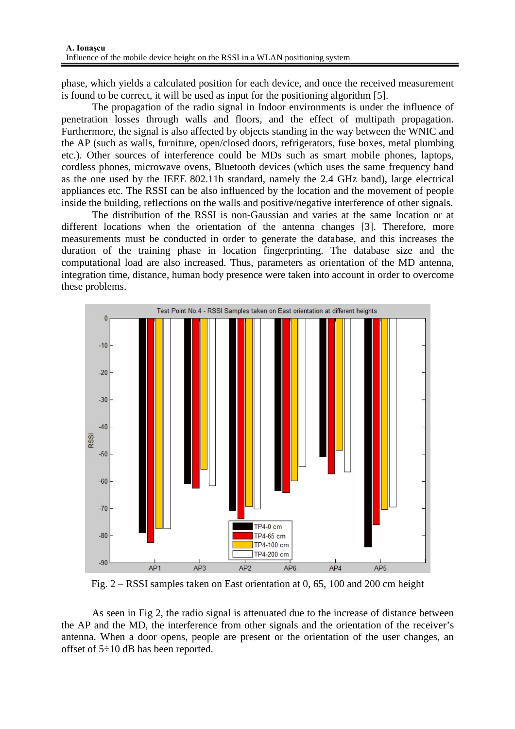phase, which yields a calculated position for each device, and once the received measurement is found to be correct, it will be used as input for the positioning algorithm [5].

The propagation of the radio signal in Indoor environments is under the influence of penetration losses through walls and floors, and the effect of multipath propagation. Furthermore, the signal is also affected by objects standing in the way between the WNIC and the AP (such as walls, furniture, open/closed doors, refrigerators, fuse boxes, metal plumbing etc.). Other sources of interference could be MDs such as smart mobile phones, laptops, cordless phones, microwave ovens, Bluetooth devices (which uses the same frequency band as the one used by the IEEE 802.11b standard, namely the 2.4 GHz band), large electrical appliances etc. The RSSI can be also influenced by the location and the movement of people inside the building, reflections on the walls and positive/negative interference of other signals.

The distribution of the RSSI is non-Gaussian and varies at the same location or at different locations when the orientation of the antenna changes [3]. Therefore, more measurements must be conducted in order to generate the database, and this increases the duration of the training phase in location fingerprinting. The database size and the computational load are also increased. Thus, parameters as orientation of the MD antenna, integration time, distance, human body presence were taken into account in order to overcome these problems.

Fig. 2 – RSSI samples taken on East orientation at 0, 65, 100 and 200 cm height

As seen in Fig 2, the radio signal is attenuated due to the increase of distance between the AP and the MD, the interference from other signals and the orientation of the receiver's antenna. When a door opens, people are present or the orientation of the user changes, an offset of 5÷10 dB has been reported.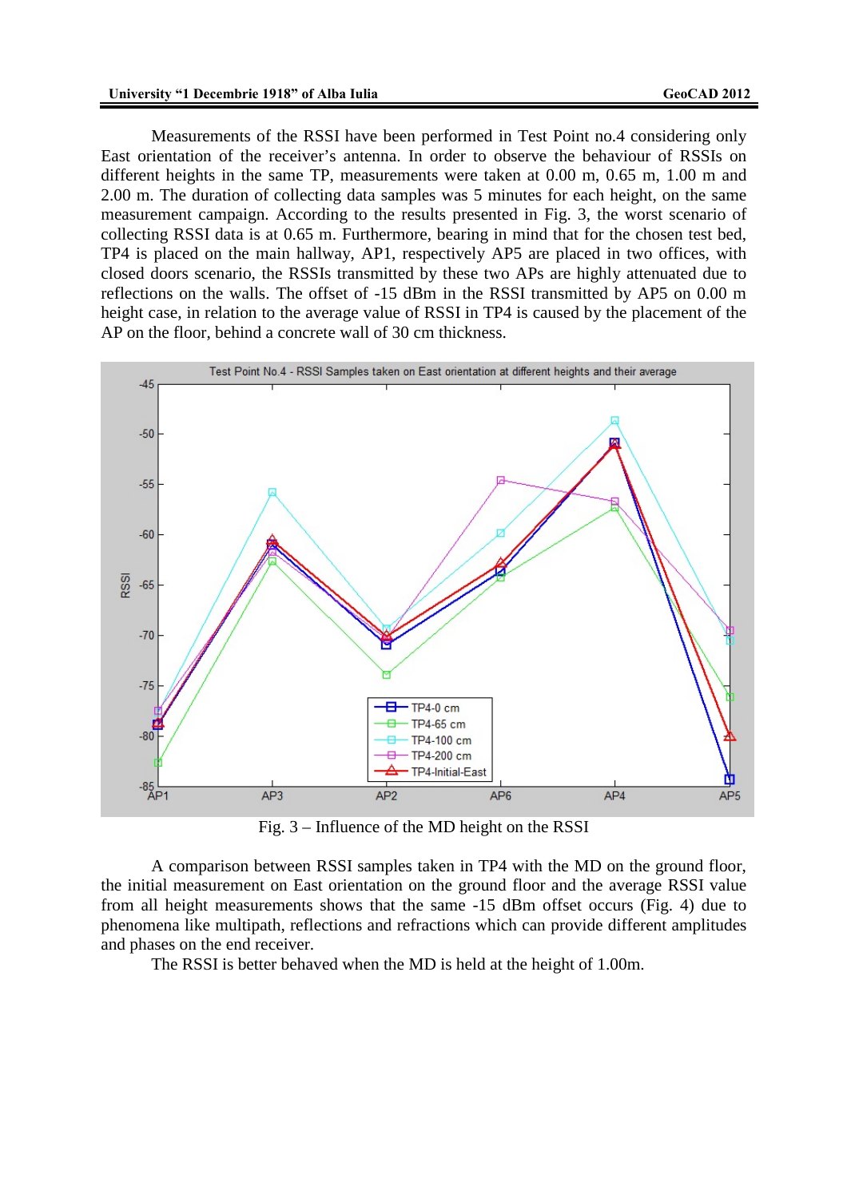Measurements of the RSSI have been performed in Test Point no.4 considering only East orientation of the receiver's antenna. In order to observe the behaviour of RSSIs on different heights in the same TP, measurements were taken at 0.00 m, 0.65 m, 1.00 m and 2.00 m. The duration of collecting data samples was 5 minutes for each height, on the same measurement campaign. According to the results presented in Fig. 3, the worst scenario of collecting RSSI data is at 0.65 m. Furthermore, bearing in mind that for the chosen test bed, TP4 is placed on the main hallway, AP1, respectively AP5 are placed in two offices, with closed doors scenario, the RSSIs transmitted by these two APs are highly attenuated due to reflections on the walls. The offset of -15 dBm in the RSSI transmitted by AP5 on 0.00 m height case, in relation to the average value of RSSI in TP4 is caused by the placement of the AP on the floor, behind a concrete wall of 30 cm thickness.

Fig. 3 – Influence of the MD height on the RSSI

A comparison between RSSI samples taken in TP4 with the MD on the ground floor, the initial measurement on East orientation on the ground floor and the average RSSI value from all height measurements shows that the same -15 dBm offset occurs (Fig. 4) due to phenomena like multipath, reflections and refractions which can provide different amplitudes and phases on the end receiver.

The RSSI is better behaved when the MD is held at the height of 1.00m.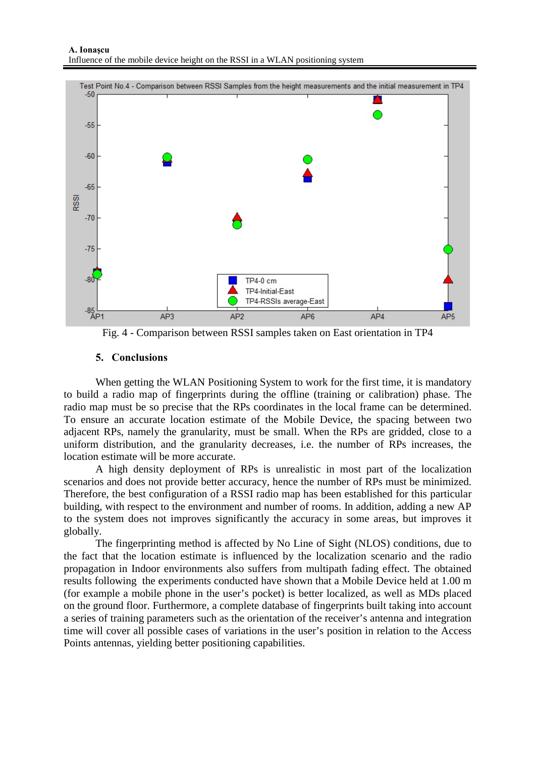Fig. 4 - Comparison between RSSI samples taken on East orientation in TP4

## 5. Conclusions

When getting the WLAN Positioning System to work for the first time, it is mandatory to build a radio map of fingerprints during the offline (training or calibration) phase. The radio map must be so precise that the RPs coordinates in the local frame can be determined. To ensure an accurate location estimate of the Mobile Device, the spacing between two adjacent RPs, namely the granularity, must be small. When the RPs are gridded, close to a uniform distribution, and the granularity decreases, i.e. the number of RPs increases, the location estimate will be more accurate.

A high density deployment of RPs is unrealistic in most part of the localization scenarios and does not provide better accuracy, hence the number of RPs must be minimized. Therefore, the best configuration of a RSSI radio map has been established for this particular building, with respect to the environment and number of rooms. In addition, adding a new AP to the system does not improves significantly the accuracy in some areas, but improves it globally.

The fingerprinting method is affected by No Line of Sight (NLOS) conditions, due to the fact that the location estimate is influenced by the localization scenario and the radio propagation in Indoor environments also suffers from multipath fading effect. The obtained results following the experiments conducted have shown that a Mobile Device held at 1.00 m (for example a mobile phone in the user's pocket) is better localized, as well as MDs placed on the ground floor. Furthermore, a complete database of fingerprints built taking into account a series of training parameters such as the orientation of the receiver's antenna and integration time will cover all possible cases of variations in the user's position in relation to the Access Points antennas, yielding better positioning capabilities.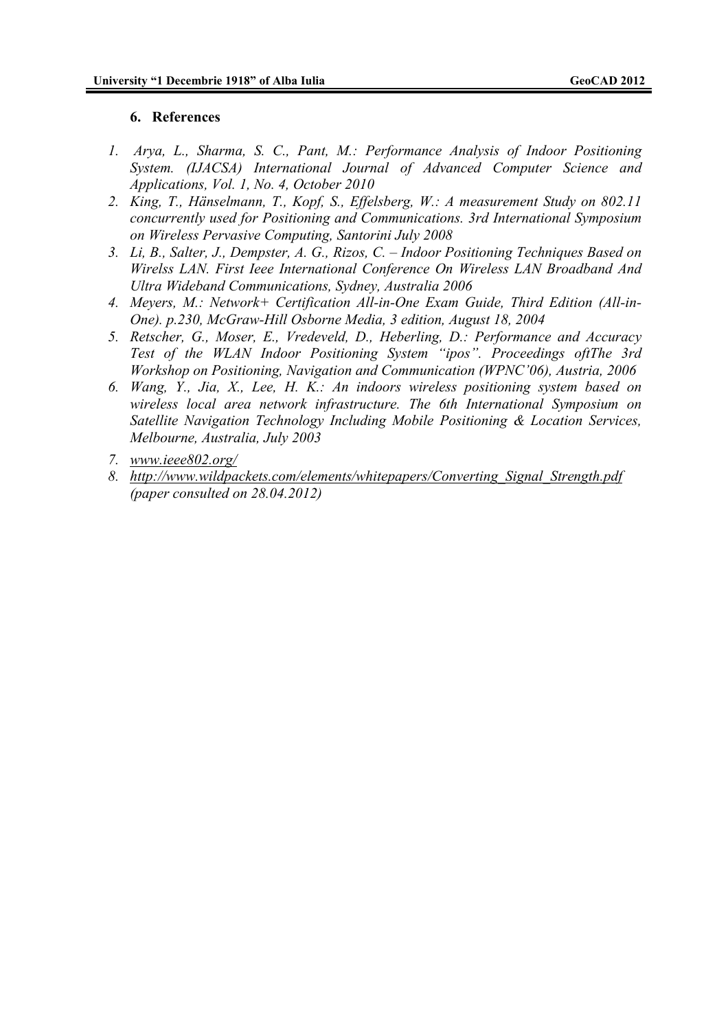## 6. References

1. *Arya, L., Sharma, S. C., Pant, M.: Performance Analysis of Indoor Positioning System. (IJACSA) International Journal of Advanced Computer Science and Applications, Vol. 1, No. 4, October 2010*
2. *King, T., Hänselmann, T., Kopf, S., Effelsberg, W.: A measurement Study on 802.11 concurrently used for Positioning and Communications. 3rd International Symposium on Wireless Pervasive Computing, Santorini July 2008*
3. *Li, B., Salter, J., Dempster, A. G., Rizos, C. – Indoor Positioning Techniques Based on Wirelss LAN. First Ieee International Conference On Wireless LAN Broadband And Ultra Wideband Communications, Sydney, Australia 2006*
4. *Meyers, M.: Network+ Certification All-in-One Exam Guide, Third Edition (All-in-One). p.230, McGraw-Hill Osborne Media, 3 edition, August 18, 2004*
5. *Retscher, G., Moser, E., Vredeveld, D., Heberling, D.: Performance and Accuracy Test of the WLAN Indoor Positioning System "ipos". Proceedings ofThe 3rd Workshop on Positioning, Navigation and Communication (WPNC'06), Austria, 2006*
6. *Wang, Y., Jia, X., Lee, H. K.: An indoors wireless positioning system based on wireless local area network infrastructure. The 6th International Symposium on Satellite Navigation Technology Including Mobile Positioning & Location Services, Melbourne, Australia, July 2003*
7. *www.ieee802.org/*
8. *http://www.wildpackets.com/elements/whitepapers/Converting_Signal_Strength.pdf (paper consulted on 28.04.2012)*